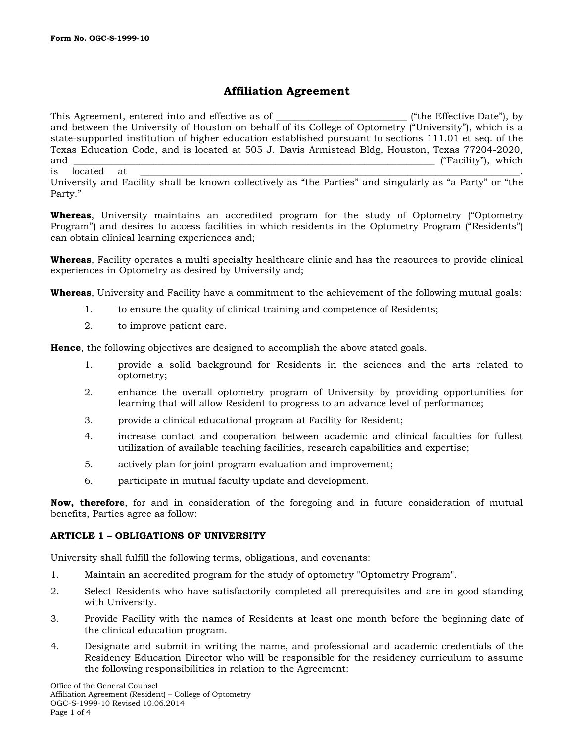Form No. OGC-S-1999-10

# Affiliation Agreement

This Agreement, entered into and effective as of ___________________________ ("the Effective Date"), by and between the University of Houston on behalf of its College of Optometry ("University"), which is a state-supported institution of higher education established pursuant to sections 111.01 et seq. of the Texas Education Code, and is located at 505 J. Davis Armistead Bldg, Houston, Texas 77204-2020, and ______________________________________________________________________________ ("Facility"), which is located at ______________________________________________________________________________. University and Facility shall be known collectively as "the Parties" and singularly as "a Party" or "the Party."

**Whereas**, University maintains an accredited program for the study of Optometry ("Optometry Program") and desires to access facilities in which residents in the Optometry Program ("Residents") can obtain clinical learning experiences and;

**Whereas**, Facility operates a multi specialty healthcare clinic and has the resources to provide clinical experiences in Optometry as desired by University and;

**Whereas**, University and Facility have a commitment to the achievement of the following mutual goals:

1. to ensure the quality of clinical training and competence of Residents;
2. to improve patient care.

**Hence**, the following objectives are designed to accomplish the above stated goals.

1. provide a solid background for Residents in the sciences and the arts related to optometry;
2. enhance the overall optometry program of University by providing opportunities for learning that will allow Resident to progress to an advance level of performance;
3. provide a clinical educational program at Facility for Resident;
4. increase contact and cooperation between academic and clinical faculties for fullest utilization of available teaching facilities, research capabilities and expertise;
5. actively plan for joint program evaluation and improvement;
6. participate in mutual faculty update and development.

**Now, therefore**, for and in consideration of the foregoing and in future consideration of mutual benefits, Parties agree as follow:

## ARTICLE 1 – OBLIGATIONS OF UNIVERSITY

University shall fulfill the following terms, obligations, and covenants:

1. Maintain an accredited program for the study of optometry "Optometry Program".
2. Select Residents who have satisfactorily completed all prerequisites and are in good standing with University.
3. Provide Facility with the names of Residents at least one month before the beginning date of the clinical education program.
4. Designate and submit in writing the name, and professional and academic credentials of the Residency Education Director who will be responsible for the residency curriculum to assume the following responsibilities in relation to the Agreement: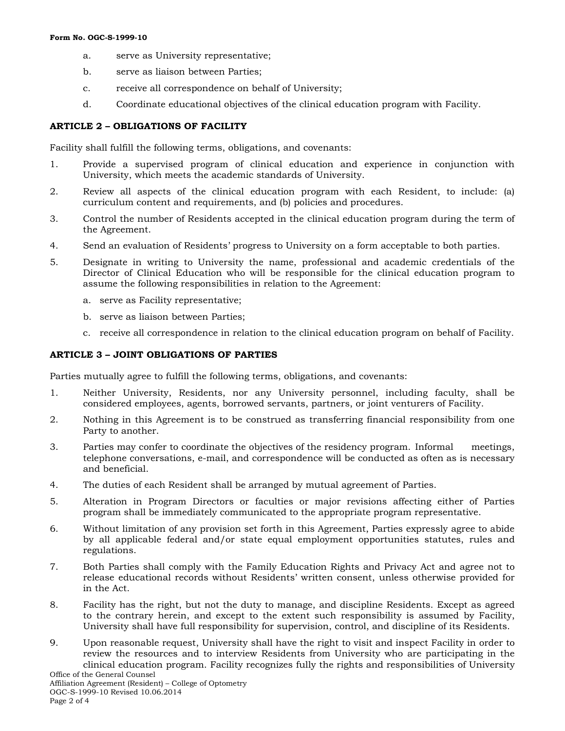a. serve as University representative;

b. serve as liaison between Parties;

c. receive all correspondence on behalf of University;

d. Coordinate educational objectives of the clinical education program with Facility.

**ARTICLE 2 – OBLIGATIONS OF FACILITY**

Facility shall fulfill the following terms, obligations, and covenants:

1. Provide a supervised program of clinical education and experience in conjunction with University, which meets the academic standards of University.
2. Review all aspects of the clinical education program with each Resident, to include: (a) curriculum content and requirements, and (b) policies and procedures.
3. Control the number of Residents accepted in the clinical education program during the term of the Agreement.
4. Send an evaluation of Residents' progress to University on a form acceptable to both parties.
5. Designate in writing to University the name, professional and academic credentials of the Director of Clinical Education who will be responsible for the clinical education program to assume the following responsibilities in relation to the Agreement:
   a. serve as Facility representative;
   b. serve as liaison between Parties;
   c. receive all correspondence in relation to the clinical education program on behalf of Facility.

**ARTICLE 3 – JOINT OBLIGATIONS OF PARTIES**

Parties mutually agree to fulfill the following terms, obligations, and covenants:

1. Neither University, Residents, nor any University personnel, including faculty, shall be considered employees, agents, borrowed servants, partners, or joint venturers of Facility.
2. Nothing in this Agreement is to be construed as transferring financial responsibility from one Party to another.
3. Parties may confer to coordinate the objectives of the residency program. Informal meetings, telephone conversations, e-mail, and correspondence will be conducted as often as is necessary and beneficial.
4. The duties of each Resident shall be arranged by mutual agreement of Parties.
5. Alteration in Program Directors or faculties or major revisions affecting either of Parties program shall be immediately communicated to the appropriate program representative.
6. Without limitation of any provision set forth in this Agreement, Parties expressly agree to abide by all applicable federal and/or state equal employment opportunities statutes, rules and regulations.
7. Both Parties shall comply with the Family Education Rights and Privacy Act and agree not to release educational records without Residents' written consent, unless otherwise provided for in the Act.
8. Facility has the right, but not the duty to manage, and discipline Residents. Except as agreed to the contrary herein, and except to the extent such responsibility is assumed by Facility, University shall have full responsibility for supervision, control, and discipline of its Residents.
9. Upon reasonable request, University shall have the right to visit and inspect Facility in order to review the resources and to interview Residents from University who are participating in the clinical education program. Facility recognizes fully the rights and responsibilities of University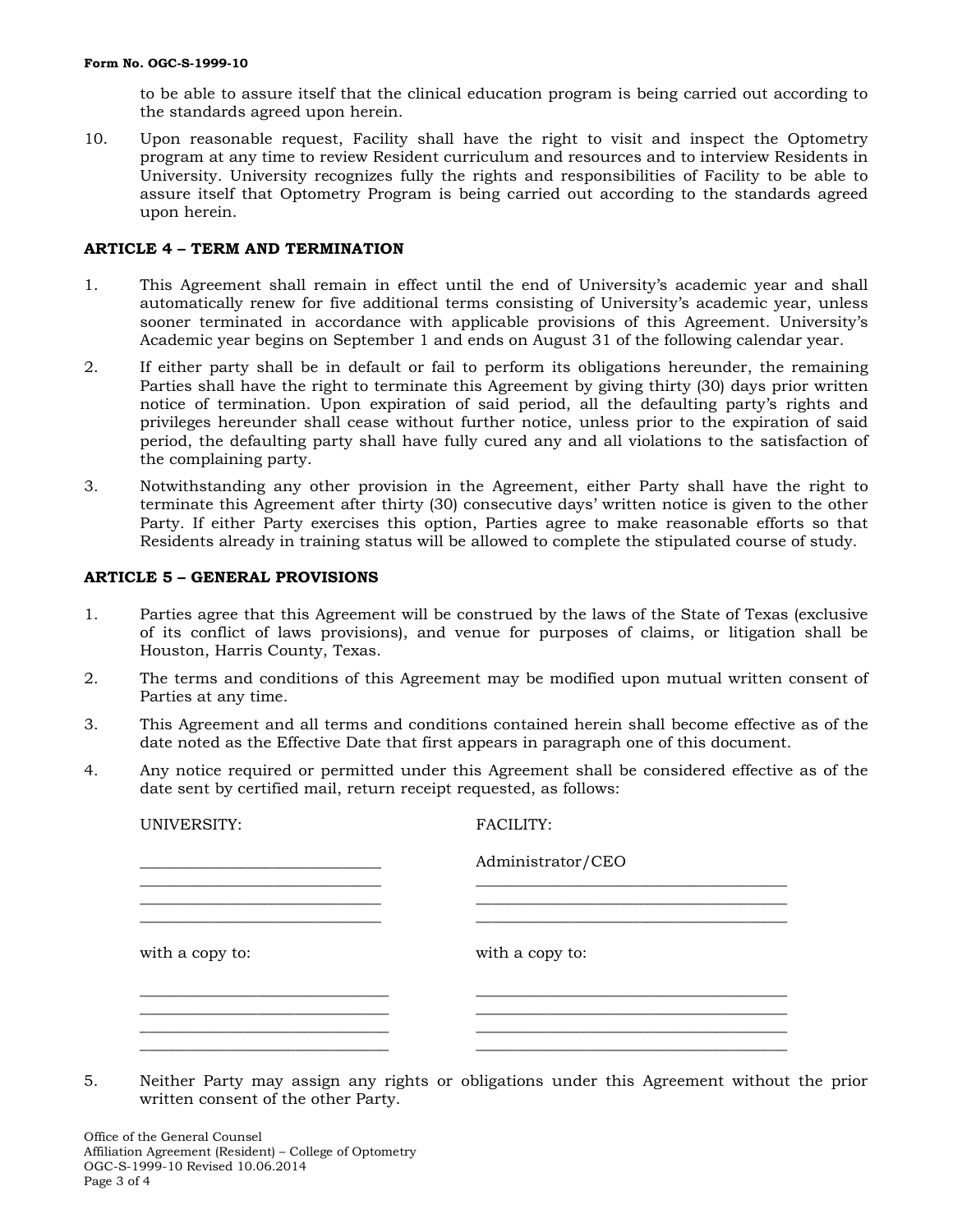to be able to assure itself that the clinical education program is being carried out according to the standards agreed upon herein.

10. Upon reasonable request, Facility shall have the right to visit and inspect the Optometry program at any time to review Resident curriculum and resources and to interview Residents in University. University recognizes fully the rights and responsibilities of Facility to be able to assure itself that Optometry Program is being carried out according to the standards agreed upon herein.

**ARTICLE 4 – TERM AND TERMINATION**

1. This Agreement shall remain in effect until the end of University's academic year and shall automatically renew for five additional terms consisting of University's academic year, unless sooner terminated in accordance with applicable provisions of this Agreement. University's Academic year begins on September 1 and ends on August 31 of the following calendar year.

2. If either party shall be in default or fail to perform its obligations hereunder, the remaining Parties shall have the right to terminate this Agreement by giving thirty (30) days prior written notice of termination. Upon expiration of said period, all the defaulting party's rights and privileges hereunder shall cease without further notice, unless prior to the expiration of said period, the defaulting party shall have fully cured any and all violations to the satisfaction of the complaining party.

3. Notwithstanding any other provision in the Agreement, either Party shall have the right to terminate this Agreement after thirty (30) consecutive days' written notice is given to the other Party. If either Party exercises this option, Parties agree to make reasonable efforts so that Residents already in training status will be allowed to complete the stipulated course of study.

**ARTICLE 5 – GENERAL PROVISIONS**

1. Parties agree that this Agreement will be construed by the laws of the State of Texas (exclusive of its conflict of laws provisions), and venue for purposes of claims, or litigation shall be Houston, Harris County, Texas.

2. The terms and conditions of this Agreement may be modified upon mutual written consent of Parties at any time.

3. This Agreement and all terms and conditions contained herein shall become effective as of the date noted as the Effective Date that first appears in paragraph one of this document.

4. Any notice required or permitted under this Agreement shall be considered effective as of the date sent by certified mail, return receipt requested, as follows:

| UNIVERSITY: | FACILITY: |
|---|---|
| ______________________________ | Administrator/CEO |
| ______________________________ | ______________________________ |
| ______________________________ | ______________________________ |
| ______________________________ | ______________________________ |
| with a copy to: | with a copy to: |
| ______________________________ | ______________________________ |
| ______________________________ | ______________________________ |
| ______________________________ | ______________________________ |
| ______________________________ | ______________________________ |

5. Neither Party may assign any rights or obligations under this Agreement without the prior written consent of the other Party.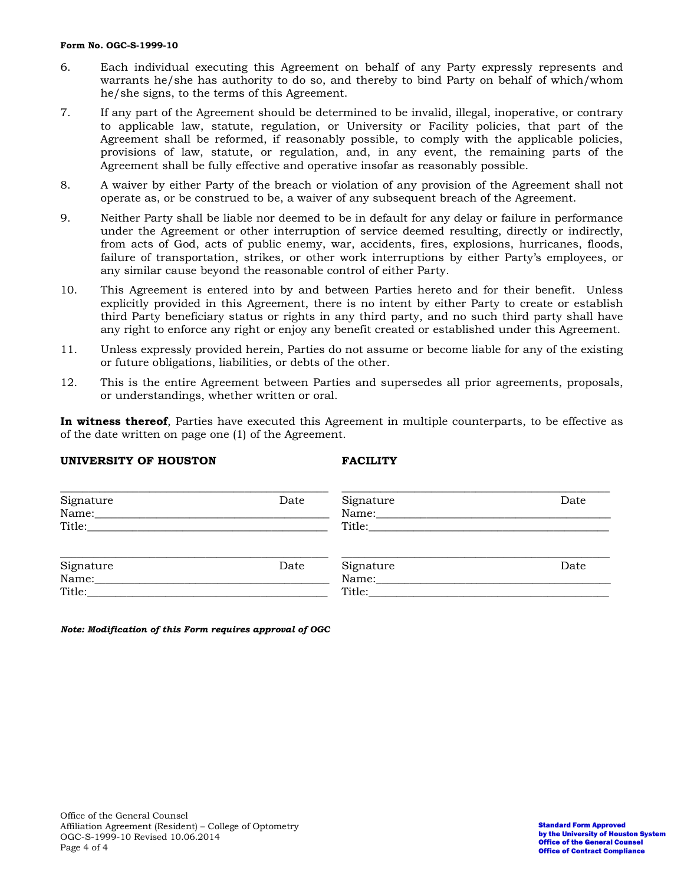6. Each individual executing this Agreement on behalf of any Party expressly represents and warrants he/she has authority to do so, and thereby to bind Party on behalf of which/whom he/she signs, to the terms of this Agreement.

7. If any part of the Agreement should be determined to be invalid, illegal, inoperative, or contrary to applicable law, statute, regulation, or University or Facility policies, that part of the Agreement shall be reformed, if reasonably possible, to comply with the applicable policies, provisions of law, statute, or regulation, and, in any event, the remaining parts of the Agreement shall be fully effective and operative insofar as reasonably possible.

8. A waiver by either Party of the breach or violation of any provision of the Agreement shall not operate as, or be construed to be, a waiver of any subsequent breach of the Agreement.

9. Neither Party shall be liable nor deemed to be in default for any delay or failure in performance under the Agreement or other interruption of service deemed resulting, directly or indirectly, from acts of God, acts of public enemy, war, accidents, fires, explosions, hurricanes, floods, failure of transportation, strikes, or other work interruptions by either Party's employees, or any similar cause beyond the reasonable control of either Party.

10. This Agreement is entered into by and between Parties hereto and for their benefit. Unless explicitly provided in this Agreement, there is no intent by either Party to create or establish third Party beneficiary status or rights in any third party, and no such third party shall have any right to enforce any right or enjoy any benefit created or established under this Agreement.

11. Unless expressly provided herein, Parties do not assume or become liable for any of the existing or future obligations, liabilities, or debts of the other.

12. This is the entire Agreement between Parties and supersedes all prior agreements, proposals, or understandings, whether written or oral.

**In witness thereof**, Parties have executed this Agreement in multiple counterparts, to be effective as of the date written on page one (1) of the Agreement.

**UNIVERSITY OF HOUSTON**

_______________________________________________
Signature                                                      Date
Name:__________________________________________
Title:__________________________________________

_______________________________________________
Signature                                                      Date
Name:__________________________________________
Title:__________________________________________

**FACILITY**

_______________________________________________
Signature                                                      Date
Name:__________________________________________
Title:__________________________________________

_______________________________________________
Signature                                                      Date
Name:__________________________________________
Title:__________________________________________

***Note: Modification of this Form requires approval of OGC***

Office of the General Counsel
Affiliation Agreement (Resident) – College of Optometry
OGC-S-1999-10 Revised 10.06.2014

**Standard Form Approved by the University of Houston System Office of the General Counsel Office of Contract Compliance**